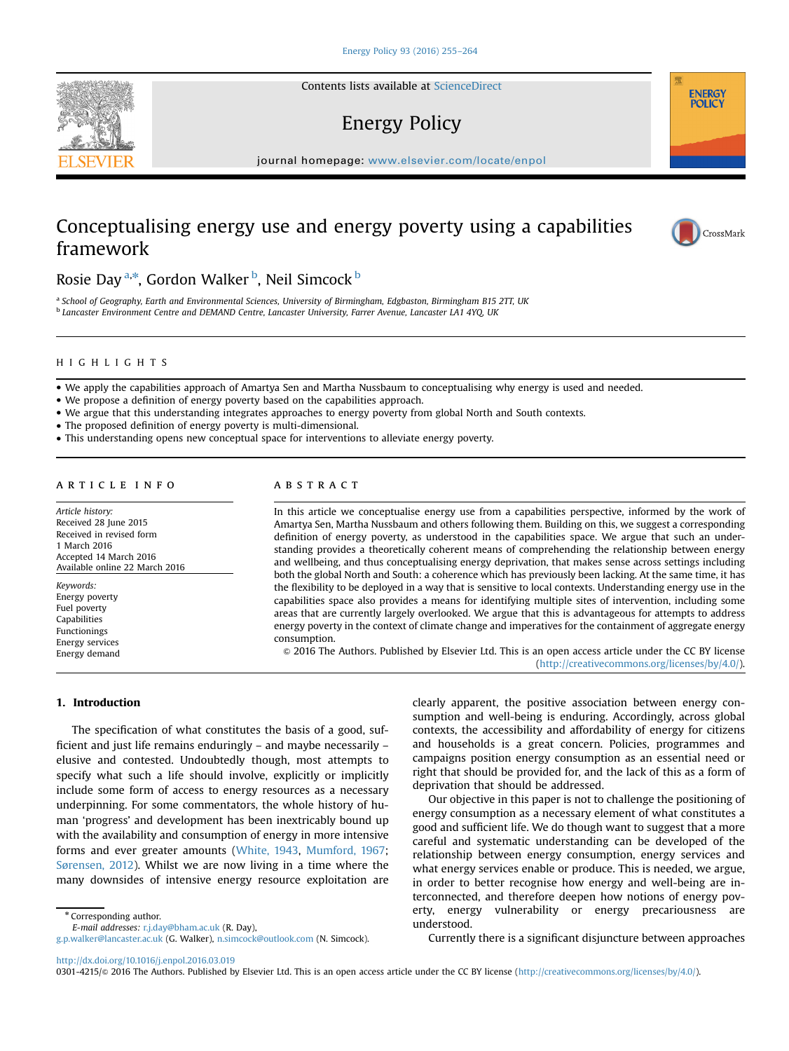Contents lists available at ScienceDirect

Energy Policy

journal homepage: www.elsevier.com/locate/enpol

# Conceptualising energy use and energy poverty using a capabilities framework

Rosie Day[a,*], Gordon Walker[b], Neil Simcock[b]

[a] School of Geography, Earth and Environmental Sciences, University of Birmingham, Edgbaston, Birmingham B15 2TT, UK
[b] Lancaster Environment Centre and DEMAND Centre, Lancaster University, Farrer Avenue, Lancaster LA1 4YQ, UK

## HIGHLIGHTS

- We apply the capabilities approach of Amartya Sen and Martha Nussbaum to conceptualising why energy is used and needed.
- We propose a definition of energy poverty based on the capabilities approach.
- We argue that this understanding integrates approaches to energy poverty from global North and South contexts.
- The proposed definition of energy poverty is multi-dimensional.
- This understanding opens new conceptual space for interventions to alleviate energy poverty.

## ARTICLE INFO

*Article history:*
Received 28 June 2015
Received in revised form
1 March 2016
Accepted 14 March 2016
Available online 22 March 2016

*Keywords:*
Energy poverty
Fuel poverty
Capabilities
Functionings
Energy services
Energy demand

## ABSTRACT

In this article we conceptualise energy use from a capabilities perspective, informed by the work of Amartya Sen, Martha Nussbaum and others following them. Building on this, we suggest a corresponding definition of energy poverty, as understood in the capabilities space. We argue that such an understanding provides a theoretically coherent means of comprehending the relationship between energy and wellbeing, and thus conceptualising energy deprivation, that makes sense across settings including both the global North and South: a coherence which has previously been lacking. At the same time, it has the flexibility to be deployed in a way that is sensitive to local contexts. Understanding energy use in the capabilities space also provides a means for identifying multiple sites of intervention, including some areas that are currently largely overlooked. We argue that this is advantageous for attempts to address energy poverty in the context of climate change and imperatives for the containment of aggregate energy consumption.

© 2016 The Authors. Published by Elsevier Ltd. This is an open access article under the CC BY license (http://creativecommons.org/licenses/by/4.0/).

## 1. Introduction

The specification of what constitutes the basis of a good, sufficient and just life remains enduringly – and maybe necessarily – elusive and contested. Undoubtedly though, most attempts to specify what such a life should involve, explicitly or implicitly include some form of access to energy resources as a necessary underpinning. For some commentators, the whole history of human 'progress' and development has been inextricably bound up with the availability and consumption of energy in more intensive forms and ever greater amounts (White, 1943, Mumford, 1967; Sørensen, 2012). Whilst we are now living in a time where the many downsides of intensive energy resource exploitation are clearly apparent, the positive association between energy consumption and well-being is enduring. Accordingly, across global contexts, the accessibility and affordability of energy for citizens and households is a great concern. Policies, programmes and campaigns position energy consumption as an essential need or right that should be provided for, and the lack of this as a form of deprivation that should be addressed.

Our objective in this paper is not to challenge the positioning of energy consumption as a necessary element of what constitutes a good and sufficient life. We do though want to suggest that a more careful and systematic understanding can be developed of the relationship between energy consumption, energy services and what energy services enable or produce. This is needed, we argue, in order to better recognise how energy and well-being are interconnected, and therefore deepen how notions of energy poverty, energy vulnerability or energy precariousness are understood.

Currently there is a significant disjuncture between approaches

* Corresponding author.
*E-mail addresses:* r.j.day@bham.ac.uk (R. Day), g.p.walker@lancaster.ac.uk (G. Walker), n.simcock@outlook.com (N. Simcock).

http://dx.doi.org/10.1016/j.enpol.2016.03.019
0301-4215/© 2016 The Authors. Published by Elsevier Ltd. This is an open access article under the CC BY license (http://creativecommons.org/licenses/by/4.0/).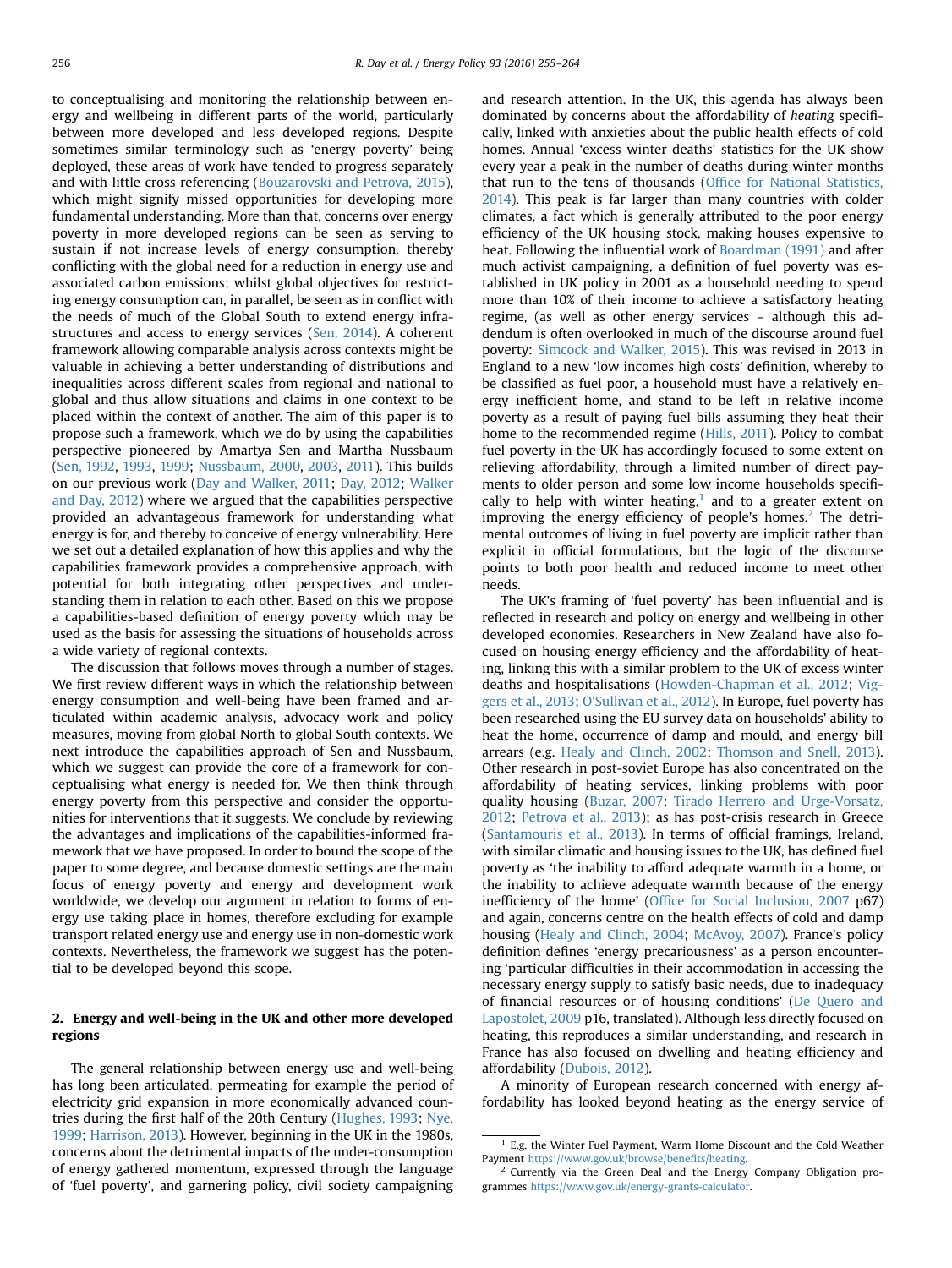to conceptualising and monitoring the relationship between energy and wellbeing in different parts of the world, particularly between more developed and less developed regions. Despite sometimes similar terminology such as 'energy poverty' being deployed, these areas of work have tended to progress separately and with little cross referencing (Bouzarovski and Petrova, 2015), which might signify missed opportunities for developing more fundamental understanding. More than that, concerns over energy poverty in more developed regions can be seen as serving to sustain if not increase levels of energy consumption, thereby conflicting with the global need for a reduction in energy use and associated carbon emissions; whilst global objectives for restricting energy consumption can, in parallel, be seen as in conflict with the needs of much of the Global South to extend energy infrastructures and access to energy services (Sen, 2014). A coherent framework allowing comparable analysis across contexts might be valuable in achieving a better understanding of distributions and inequalities across different scales from regional and national to global and thus allow situations and claims in one context to be placed within the context of another. The aim of this paper is to propose such a framework, which we do by using the capabilities perspective pioneered by Amartya Sen and Martha Nussbaum (Sen, 1992, 1993, 1999; Nussbaum, 2000, 2003, 2011). This builds on our previous work (Day and Walker, 2011; Day, 2012; Walker and Day, 2012) where we argued that the capabilities perspective provided an advantageous framework for understanding what energy is for, and thereby to conceive of energy vulnerability. Here we set out a detailed explanation of how this applies and why the capabilities framework provides a comprehensive approach, with potential for both integrating other perspectives and understanding them in relation to each other. Based on this we propose a capabilities-based definition of energy poverty which may be used as the basis for assessing the situations of households across a wide variety of regional contexts.

The discussion that follows moves through a number of stages. We first review different ways in which the relationship between energy consumption and well-being have been framed and articulated within academic analysis, advocacy work and policy measures, moving from global North to global South contexts. We next introduce the capabilities approach of Sen and Nussbaum, which we suggest can provide the core of a framework for conceptualising what energy is needed for. We then think through energy poverty from this perspective and consider the opportunities for interventions that it suggests. We conclude by reviewing the advantages and implications of the capabilities-informed framework that we have proposed. In order to bound the scope of the paper to some degree, and because domestic settings are the main focus of energy poverty and energy and development work worldwide, we develop our argument in relation to forms of energy use taking place in homes, therefore excluding for example transport related energy use and energy use in non-domestic work contexts. Nevertheless, the framework we suggest has the potential to be developed beyond this scope.

## 2. Energy and well-being in the UK and other more developed regions

The general relationship between energy use and well-being has long been articulated, permeating for example the period of electricity grid expansion in more economically advanced countries during the first half of the 20th Century (Hughes, 1993; Nye, 1999; Harrison, 2013). However, beginning in the UK in the 1980s, concerns about the detrimental impacts of the under-consumption of energy gathered momentum, expressed through the language of 'fuel poverty', and garnering policy, civil society campaigning and research attention. In the UK, this agenda has always been dominated by concerns about the affordability of *heating* specifically, linked with anxieties about the public health effects of cold homes. Annual 'excess winter deaths' statistics for the UK show every year a peak in the number of deaths during winter months that run to the tens of thousands (Office for National Statistics, 2014). This peak is far larger than many countries with colder climates, a fact which is generally attributed to the poor energy efficiency of the UK housing stock, making houses expensive to heat. Following the influential work of Boardman (1991) and after much activist campaigning, a definition of fuel poverty was established in UK policy in 2001 as a household needing to spend more than 10% of their income to achieve a satisfactory heating regime, (as well as other energy services – although this addendum is often overlooked in much of the discourse around fuel poverty: Simcock and Walker, 2015). This was revised in 2013 in England to a new 'low incomes high costs' definition, whereby to be classified as fuel poor, a household must have a relatively energy inefficient home, and stand to be left in relative income poverty as a result of paying fuel bills assuming they heat their home to the recommended regime (Hills, 2011). Policy to combat fuel poverty in the UK has accordingly focused to some extent on relieving affordability, through a limited number of direct payments to older person and some low income households specifically to help with winter heating,[1] and to a greater extent on improving the energy efficiency of people's homes.[2] The detrimental outcomes of living in fuel poverty are implicit rather than explicit in official formulations, but the logic of the discourse points to both poor health and reduced income to meet other needs.

The UK's framing of 'fuel poverty' has been influential and is reflected in research and policy on energy and wellbeing in other developed economies. Researchers in New Zealand have also focused on housing energy efficiency and the affordability of heating, linking this with a similar problem to the UK of excess winter deaths and hospitalisations (Howden-Chapman et al., 2012; Viggers et al., 2013; O'Sullivan et al., 2012). In Europe, fuel poverty has been researched using the EU survey data on households' ability to heat the home, occurrence of damp and mould, and energy bill arrears (e.g. Healy and Clinch, 2002; Thomson and Snell, 2013). Other research in post-soviet Europe has also concentrated on the affordability of heating services, linking problems with poor quality housing (Buzar, 2007; Tirado Herrero and Ürge-Vorsatz, 2012; Petrova et al., 2013); as has post-crisis research in Greece (Santamouris et al., 2013). In terms of official framings, Ireland, with similar climatic and housing issues to the UK, has defined fuel poverty as 'the inability to afford adequate warmth in a home, or the inability to achieve adequate warmth because of the energy inefficiency of the home' (Office for Social Inclusion, 2007 p67) and again, concerns centre on the health effects of cold and damp housing (Healy and Clinch, 2004; McAvoy, 2007). France's policy definition defines 'energy precariousness' as a person encountering 'particular difficulties in their accommodation in accessing the necessary energy supply to satisfy basic needs, due to inadequacy of financial resources or of housing conditions' (De Quero and Lapostolet, 2009 p16, translated). Although less directly focused on heating, this reproduces a similar understanding, and research in France has also focused on dwelling and heating efficiency and affordability (Dubois, 2012).

A minority of European research concerned with energy affordability has looked beyond heating as the energy service of

[1] E.g. the Winter Fuel Payment, Warm Home Discount and the Cold Weather Payment https://www.gov.uk/browse/benefits/heating.

[2] Currently via the Green Deal and the Energy Company Obligation programmes https://www.gov.uk/energy-grants-calculator.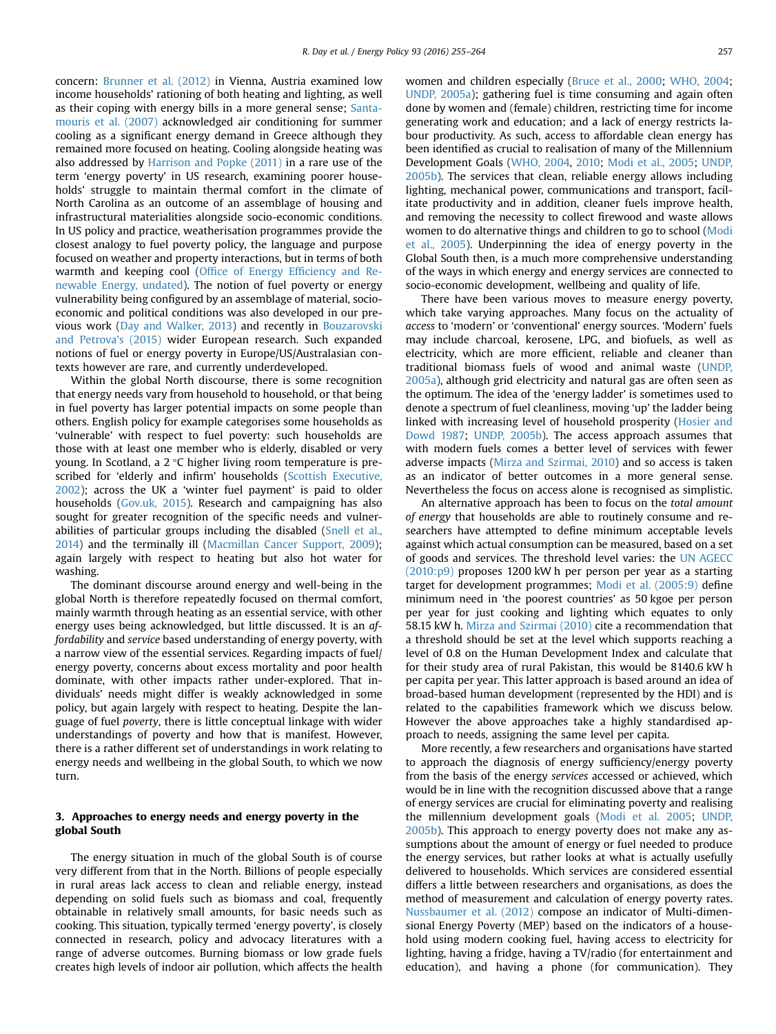concern: Brunner et al. (2012) in Vienna, Austria examined low income households' rationing of both heating and lighting, as well as their coping with energy bills in a more general sense; Santamouris et al. (2007) acknowledged air conditioning for summer cooling as a significant energy demand in Greece although they remained more focused on heating. Cooling alongside heating was also addressed by Harrison and Popke (2011) in a rare use of the term 'energy poverty' in US research, examining poorer households' struggle to maintain thermal comfort in the climate of North Carolina as an outcome of an assemblage of housing and infrastructural materialities alongside socio-economic conditions. In US policy and practice, weatherisation programmes provide the closest analogy to fuel poverty policy, the language and purpose focused on weather and property interactions, but in terms of both warmth and keeping cool (Office of Energy Efficiency and Renewable Energy, undated). The notion of fuel poverty or energy vulnerability being configured by an assemblage of material, socio-economic and political conditions was also developed in our previous work (Day and Walker, 2013) and recently in Bouzarovski and Petrova's (2015) wider European research. Such expanded notions of fuel or energy poverty in Europe/US/Australasian contexts however are rare, and currently underdeveloped.

Within the global North discourse, there is some recognition that energy needs vary from household to household, or that being in fuel poverty has larger potential impacts on some people than others. English policy for example categorises some households as 'vulnerable' with respect to fuel poverty: such households are those with at least one member who is elderly, disabled or very young. In Scotland, a 2 °C higher living room temperature is prescribed for 'elderly and infirm' households (Scottish Executive, 2002); across the UK a 'winter fuel payment' is paid to older households (Gov.uk, 2015). Research and campaigning has also sought for greater recognition of the specific needs and vulnerabilities of particular groups including the disabled (Snell et al., 2014) and the terminally ill (Macmillan Cancer Support, 2009); again largely with respect to heating but also hot water for washing.

The dominant discourse around energy and well-being in the global North is therefore repeatedly focused on thermal comfort, mainly warmth through heating as an essential service, with other energy uses being acknowledged, but little discussed. It is an *affordability* and *service* based understanding of energy poverty, with a narrow view of the essential services. Regarding impacts of fuel/energy poverty, concerns about excess mortality and poor health dominate, with other impacts rather under-explored. That individuals' needs might differ is weakly acknowledged in some policy, but again largely with respect to heating. Despite the language of fuel *poverty*, there is little conceptual linkage with wider understandings of poverty and how that is manifest. However, there is a rather different set of understandings in work relating to energy needs and wellbeing in the global South, to which we now turn.

## 3. Approaches to energy needs and energy poverty in the global South

The energy situation in much of the global South is of course very different from that in the North. Billions of people especially in rural areas lack access to clean and reliable energy, instead depending on solid fuels such as biomass and coal, frequently obtainable in relatively small amounts, for basic needs such as cooking. This situation, typically termed 'energy poverty', is closely connected in research, policy and advocacy literatures with a range of adverse outcomes. Burning biomass or low grade fuels creates high levels of indoor air pollution, which affects the health women and children especially (Bruce et al., 2000; WHO, 2004; UNDP, 2005a); gathering fuel is time consuming and again often done by women and (female) children, restricting time for income generating work and education; and a lack of energy restricts labour productivity. As such, access to affordable clean energy has been identified as crucial to realisation of many of the Millennium Development Goals (WHO, 2004, 2010; Modi et al., 2005; UNDP, 2005b). The services that clean, reliable energy allows including lighting, mechanical power, communications and transport, facilitate productivity and in addition, cleaner fuels improve health, and removing the necessity to collect firewood and waste allows women to do alternative things and children to go to school (Modi et al., 2005). Underpinning the idea of energy poverty in the Global South then, is a much more comprehensive understanding of the ways in which energy and energy services are connected to socio-economic development, wellbeing and quality of life.

There have been various moves to measure energy poverty, which take varying approaches. Many focus on the actuality of *access* to 'modern' or 'conventional' energy sources. 'Modern' fuels may include charcoal, kerosene, LPG, and biofuels, as well as electricity, which are more efficient, reliable and cleaner than traditional biomass fuels of wood and animal waste (UNDP, 2005a), although grid electricity and natural gas are often seen as the optimum. The idea of the 'energy ladder' is sometimes used to denote a spectrum of fuel cleanliness, moving 'up' the ladder being linked with increasing level of household prosperity (Hosier and Dowd 1987; UNDP, 2005b). The access approach assumes that with modern fuels comes a better level of services with fewer adverse impacts (Mirza and Szirmai, 2010) and so access is taken as an indicator of better outcomes in a more general sense. Nevertheless the focus on access alone is recognised as simplistic.

An alternative approach has been to focus on the *total amount of energy* that households are able to routinely consume and researchers have attempted to define minimum acceptable levels against which actual consumption can be measured, based on a set of goods and services. The threshold level varies: the UN AGECC (2010:p9) proposes 1200 kW h per person per year as a starting target for development programmes; Modi et al. (2005:9) define minimum need in 'the poorest countries' as 50 kgoe per person per year for just cooking and lighting which equates to only 58.15 kW h. Mirza and Szirmai (2010) cite a recommendation that a threshold should be set at the level which supports reaching a level of 0.8 on the Human Development Index and calculate that for their study area of rural Pakistan, this would be 8140.6 kW h per capita per year. This latter approach is based around an idea of broad-based human development (represented by the HDI) and is related to the capabilities framework which we discuss below. However the above approaches take a highly standardised approach to needs, assigning the same level per capita.

More recently, a few researchers and organisations have started to approach the diagnosis of energy sufficiency/energy poverty from the basis of the energy *services* accessed or achieved, which would be in line with the recognition discussed above that a range of energy services are crucial for eliminating poverty and realising the millennium development goals (Modi et al. 2005; UNDP, 2005b). This approach to energy poverty does not make any assumptions about the amount of energy or fuel needed to produce the energy services, but rather looks at what is actually usefully delivered to households. Which services are considered essential differs a little between researchers and organisations, as does the method of measurement and calculation of energy poverty rates. Nussbaumer et al. (2012) compose an indicator of Multi-dimensional Energy Poverty (MEP) based on the indicators of a household using modern cooking fuel, having access to electricity for lighting, having a fridge, having a TV/radio (for entertainment and education), and having a phone (for communication). They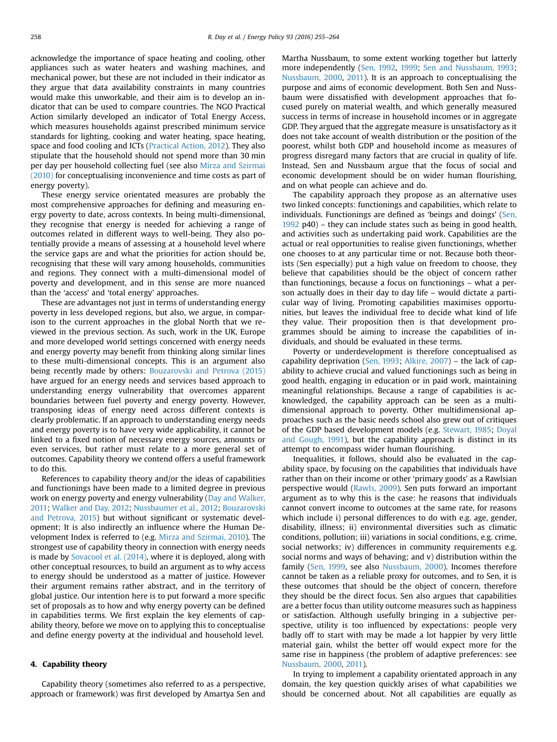acknowledge the importance of space heating and cooling, other appliances such as water heaters and washing machines, and mechanical power, but these are not included in their indicator as they argue that data availability constraints in many countries would make this unworkable, and their aim is to develop an indicator that can be used to compare countries. The NGO Practical Action similarly developed an indicator of Total Energy Access, which measures households against prescribed minimum service standards for lighting, cooking and water heating, space heating, space and food cooling and ICTs (Practical Action, 2012). They also stipulate that the household should not spend more than 30 min per day per household collecting fuel (see also Mirza and Szirmai (2010) for conceptualising inconvenience and time costs as part of energy poverty).

These energy service orientated measures are probably the most comprehensive approaches for defining and measuring energy poverty to date, across contexts. In being multi-dimensional, they recognise that energy is needed for achieving a range of outcomes related in different ways to well-being. They also potentially provide a means of assessing at a household level where the service gaps are and what the priorities for action should be, recognising that these will vary among households, communities and regions. They connect with a multi-dimensional model of poverty and development, and in this sense are more nuanced than the 'access' and 'total energy' approaches.

These are advantages not just in terms of understanding energy poverty in less developed regions, but also, we argue, in comparison to the current approaches in the global North that we reviewed in the previous section. As such, work in the UK, Europe and more developed world settings concerned with energy needs and energy poverty may benefit from thinking along similar lines to these multi-dimensional concepts. This is an argument also being recently made by others: Bouzarovski and Petrova (2015) have argued for an energy needs and services based approach to understanding energy vulnerability that overcomes apparent boundaries between fuel poverty and energy poverty. However, transposing ideas of energy need across different contexts is clearly problematic. If an approach to understanding energy needs and energy poverty is to have very wide applicability, it cannot be linked to a fixed notion of necessary energy sources, amounts or even services, but rather must relate to a more general set of outcomes. Capability theory we contend offers a useful framework to do this.

References to capability theory and/or the ideas of capabilities and functionings have been made to a limited degree in previous work on energy poverty and energy vulnerability (Day and Walker, 2011; Walker and Day, 2012; Nussbaumer et al., 2012; Bouzarovski and Petrova, 2015) but without significant or systematic development; It is also indirectly an influence where the Human Development Index is referred to (e.g. Mirza and Szirmai, 2010). The strongest use of capability theory in connection with energy needs is made by Sovacool et al. (2014), where it is deployed, along with other conceptual resources, to build an argument as to why access to energy should be understood as a matter of justice. However their argument remains rather abstract, and in the territory of global justice. Our intention here is to put forward a more specific set of proposals as to how and why energy poverty can be defined in capabilities terms. We first explain the key elements of capability theory, before we move on to applying this to conceptualise and define energy poverty at the individual and household level.

## 4. Capability theory

Capability theory (sometimes also referred to as a perspective, approach or framework) was first developed by Amartya Sen and Martha Nussbaum, to some extent working together but latterly more independently (Sen, 1992, 1999; Sen and Nussbaum, 1993; Nussbaum, 2000, 2011). It is an approach to conceptualising the purpose and aims of economic development. Both Sen and Nussbaum were dissatisfied with development approaches that focused purely on material wealth, and which generally measured success in terms of increase in household incomes or in aggregate GDP. They argued that the aggregate measure is unsatisfactory as it does not take account of wealth distribution or the position of the poorest, whilst both GDP and household income as measures of progress disregard many factors that are crucial in quality of life. Instead, Sen and Nussbaum argue that the focus of social and economic development should be on wider human flourishing, and on what people can achieve and do.

The capability approach they propose as an alternative uses two linked concepts: functionings and capabilities, which relate to individuals. Functionings are defined as 'beings and doings' (Sen, 1992 p40) – they can include states such as being in good health, and activities such as undertaking paid work. Capabilities are the actual or real opportunities to realise given functionings, whether one chooses to at any particular time or not. Because both theorists (Sen especially) put a high value on freedom to choose, they believe that capabilities should be the object of concern rather than functionings, because a focus on functionings – what a person actually does in their day to day life – would dictate a particular way of living. Promoting capabilities maximises opportunities, but leaves the individual free to decide what kind of life they value. Their proposition then is that development programmes should be aiming to increase the capabilities of individuals, and should be evaluated in these terms.

Poverty or underdevelopment is therefore conceptualised as capability deprivation (Sen, 1993; Alkire, 2007) – the lack of capability to achieve crucial and valued functionings such as being in good health, engaging in education or in paid work, maintaining meaningful relationships. Because a range of capabilities is acknowledged, the capability approach can be seen as a multi-dimensional approach to poverty. Other multidimensional approaches such as the basic needs school also grew out of critiques of the GDP based development models (e.g. Stewart, 1985; Doyal and Gough, 1991), but the capability approach is distinct in its attempt to encompass wider human flourishing.

Inequalities, it follows, should also be evaluated in the capability space, by focusing on the capabilities that individuals have rather than on their income or other 'primary goods' as a Rawlsian perspective would (Rawls, 2009). Sen puts forward an important argument as to why this is the case: he reasons that individuals cannot convert income to outcomes at the same rate, for reasons which include i) personal differences to do with e.g. age, gender, disability, illness; ii) environmental diversities such as climatic conditions, pollution; iii) variations in social conditions, e.g. crime, social networks; iv) differences in community requirements e.g. social norms and ways of behaving; and v) distribution within the family (Sen, 1999, see also Nussbaum, 2000). Incomes therefore cannot be taken as a reliable proxy for outcomes, and to Sen, it is these outcomes that should be the object of concern, therefore they should be the direct focus. Sen also argues that capabilities are a better focus than utility outcome measures such as happiness or satisfaction. Although usefully bringing in a subjective perspective, utility is too influenced by expectations: people very badly off to start with may be made a lot happier by very little material gain, whilst the better off would expect more for the same rise in happiness (the problem of adaptive preferences: see Nussbaum, 2000, 2011).

In trying to implement a capability orientated approach in any domain, the key question quickly arises of what capabilities we should be concerned about. Not all capabilities are equally as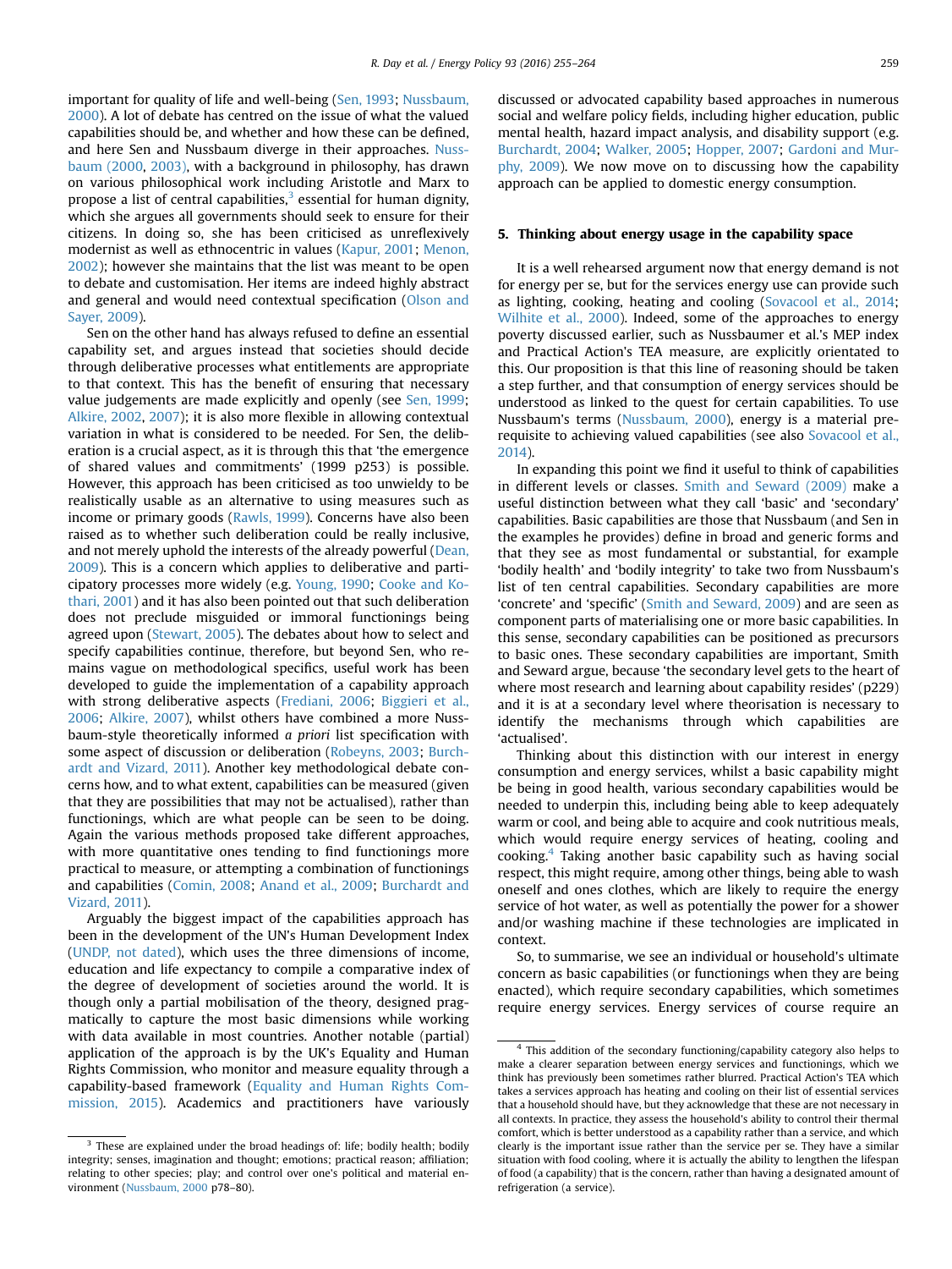important for quality of life and well-being (Sen, 1993; Nussbaum, 2000). A lot of debate has centred on the issue of what the valued capabilities should be, and whether and how these can be defined, and here Sen and Nussbaum diverge in their approaches. Nussbaum (2000, 2003), with a background in philosophy, has drawn on various philosophical work including Aristotle and Marx to propose a list of central capabilities,[3] essential for human dignity, which she argues all governments should seek to ensure for their citizens. In doing so, she has been criticised as unreflexively modernist as well as ethnocentric in values (Kapur, 2001; Menon, 2002); however she maintains that the list was meant to be open to debate and customisation. Her items are indeed highly abstract and general and would need contextual specification (Olson and Sayer, 2009).

Sen on the other hand has always refused to define an essential capability set, and argues instead that societies should decide through deliberative processes what entitlements are appropriate to that context. This has the benefit of ensuring that necessary value judgements are made explicitly and openly (see Sen, 1999; Alkire, 2002, 2007); it is also more flexible in allowing contextual variation in what is considered to be needed. For Sen, the deliberation is a crucial aspect, as it is through this that 'the emergence of shared values and commitments' (1999 p253) is possible. However, this approach has been criticised as too unwieldy to be realistically usable as an alternative to using measures such as income or primary goods (Rawls, 1999). Concerns have also been raised as to whether such deliberation could be really inclusive, and not merely uphold the interests of the already powerful (Dean, 2009). This is a concern which applies to deliberative and participatory processes more widely (e.g. Young, 1990; Cooke and Kothari, 2001) and it has also been pointed out that such deliberation does not preclude misguided or immoral functionings being agreed upon (Stewart, 2005). The debates about how to select and specify capabilities continue, therefore, but beyond Sen, who remains vague on methodological specifics, useful work has been developed to guide the implementation of a capability approach with strong deliberative aspects (Frediani, 2006; Biggieri et al., 2006; Alkire, 2007), whilst others have combined a more Nussbaum-style theoretically informed *a priori* list specification with some aspect of discussion or deliberation (Robeyns, 2003; Burchardt and Vizard, 2011). Another key methodological debate concerns how, and to what extent, capabilities can be measured (given that they are possibilities that may not be actualised), rather than functionings, which are what people can be seen to be doing. Again the various methods proposed take different approaches, with more quantitative ones tending to find functionings more practical to measure, or attempting a combination of functionings and capabilities (Comin, 2008; Anand et al., 2009; Burchardt and Vizard, 2011).

Arguably the biggest impact of the capabilities approach has been in the development of the UN's Human Development Index (UNDP, not dated), which uses the three dimensions of income, education and life expectancy to compile a comparative index of the degree of development of societies around the world. It is though only a partial mobilisation of the theory, designed pragmatically to capture the most basic dimensions while working with data available in most countries. Another notable (partial) application of the approach is by the UK's Equality and Human Rights Commission, who monitor and measure equality through a capability-based framework (Equality and Human Rights Commission, 2015). Academics and practitioners have variously discussed or advocated capability based approaches in numerous social and welfare policy fields, including higher education, public mental health, hazard impact analysis, and disability support (e.g. Burchardt, 2004; Walker, 2005; Hopper, 2007; Gardoni and Murphy, 2009). We now move on to discussing how the capability approach can be applied to domestic energy consumption.

## 5. Thinking about energy usage in the capability space

It is a well rehearsed argument now that energy demand is not for energy per se, but for the services energy use can provide such as lighting, cooking, heating and cooling (Sovacool et al., 2014; Wilhite et al., 2000). Indeed, some of the approaches to energy poverty discussed earlier, such as Nussbaumer et al.'s MEP index and Practical Action's TEA measure, are explicitly orientated to this. Our proposition is that this line of reasoning should be taken a step further, and that consumption of energy services should be understood as linked to the quest for certain capabilities. To use Nussbaum's terms (Nussbaum, 2000), energy is a material prerequisite to achieving valued capabilities (see also Sovacool et al., 2014).

In expanding this point we find it useful to think of capabilities in different levels or classes. Smith and Seward (2009) make a useful distinction between what they call 'basic' and 'secondary' capabilities. Basic capabilities are those that Nussbaum (and Sen in the examples he provides) define in broad and generic forms and that they see as most fundamental or substantial, for example 'bodily health' and 'bodily integrity' to take two from Nussbaum's list of ten central capabilities. Secondary capabilities are more 'concrete' and 'specific' (Smith and Seward, 2009) and are seen as component parts of materialising one or more basic capabilities. In this sense, secondary capabilities can be positioned as precursors to basic ones. These secondary capabilities are important, Smith and Seward argue, because 'the secondary level gets to the heart of where most research and learning about capability resides' (p229) and it is at a secondary level where theorisation is necessary to identify the mechanisms through which capabilities are 'actualised'.

Thinking about this distinction with our interest in energy consumption and energy services, whilst a basic capability might be being in good health, various secondary capabilities would be needed to underpin this, including being able to keep adequately warm or cool, and being able to acquire and cook nutritious meals, which would require energy services of heating, cooling and cooking.[4] Taking another basic capability such as having social respect, this might require, among other things, being able to wash oneself and ones clothes, which are likely to require the energy service of hot water, as well as potentially the power for a shower and/or washing machine if these technologies are implicated in context.

So, to summarise, we see an individual or household's ultimate concern as basic capabilities (or functionings when they are being enacted), which require secondary capabilities, which sometimes require energy services. Energy services of course require an

[3] These are explained under the broad headings of: life; bodily health; bodily integrity; senses, imagination and thought; emotions; practical reason; affiliation; relating to other species; play; and control over one's political and material environment (Nussbaum, 2000 p78–80).

[4] This addition of the secondary functioning/capability category also helps to make a clearer separation between energy services and functionings, which we think has previously been sometimes rather blurred. Practical Action's TEA which takes a services approach has heating and cooling on their list of essential services that a household should have, but they acknowledge that these are not necessary in all contexts. In practice, they assess the household's ability to control their thermal comfort, which is better understood as a capability rather than a service, and which clearly is the important issue rather than the service per se. They have a similar situation with food cooling, where it is actually the ability to lengthen the lifespan of food (a capability) that is the concern, rather than having a designated amount of refrigeration (a service).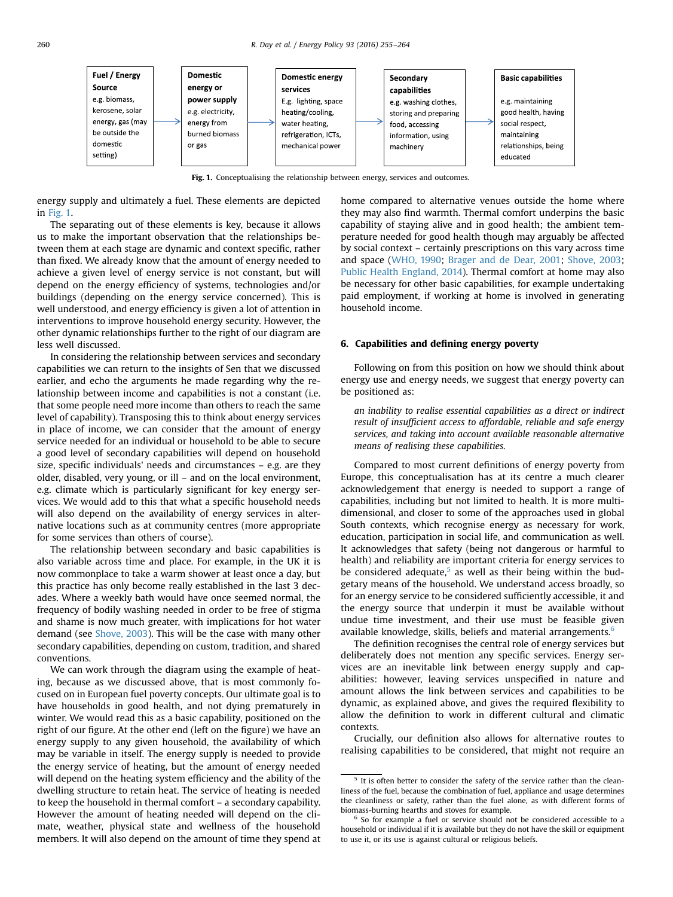| Fuel / Energy Source | | Domestic energy or power supply | | Domestic energy services | | Secondary capabilities | | Basic capabilities |
|---|---|---|---|---|---|---|---|---|
| e.g. biomass, kerosene, solar energy, gas (may be outside the domestic setting) | → | e.g. electricity, energy from burned biomass or gas | → | E.g. lighting, space heating/cooling, water heating, refrigeration, ICTs, mechanical power | → | e.g. washing clothes, storing and preparing food, accessing information, using machinery | → | e.g. maintaining good health, having social respect, maintaining relationships, being educated |

**Fig. 1.** Conceptualising the relationship between energy, services and outcomes.

energy supply and ultimately a fuel. These elements are depicted in Fig. 1.

The separating out of these elements is key, because it allows us to make the important observation that the relationships between them at each stage are dynamic and context specific, rather than fixed. We already know that the amount of energy needed to achieve a given level of energy service is not constant, but will depend on the energy efficiency of systems, technologies and/or buildings (depending on the energy service concerned). This is well understood, and energy efficiency is given a lot of attention in interventions to improve household energy security. However, the other dynamic relationships further to the right of our diagram are less well discussed.

In considering the relationship between services and secondary capabilities we can return to the insights of Sen that we discussed earlier, and echo the arguments he made regarding why the relationship between income and capabilities is not a constant (i.e. that some people need more income than others to reach the same level of capability). Transposing this to think about energy services in place of income, we can consider that the amount of energy service needed for an individual or household to be able to secure a good level of secondary capabilities will depend on household size, specific individuals' needs and circumstances – e.g. are they older, disabled, very young, or ill – and on the local environment, e.g. climate which is particularly significant for key energy services. We would add to this that what a specific household needs will also depend on the availability of energy services in alternative locations such as at community centres (more appropriate for some services than others of course).

The relationship between secondary and basic capabilities is also variable across time and place. For example, in the UK it is now commonplace to take a warm shower at least once a day, but this practice has only become really established in the last 3 decades. Where a weekly bath would have once seemed normal, the frequency of bodily washing needed in order to be free of stigma and shame is now much greater, with implications for hot water demand (see Shove, 2003). This will be the case with many other secondary capabilities, depending on custom, tradition, and shared conventions.

We can work through the diagram using the example of heating, because as we discussed above, that is most commonly focused on in European fuel poverty concepts. Our ultimate goal is to have households in good health, and not dying prematurely in winter. We would read this as a basic capability, positioned on the right of our figure. At the other end (left on the figure) we have an energy supply to any given household, the availability of which may be variable in itself. The energy supply is needed to provide the energy service of heating, but the amount of energy needed will depend on the heating system efficiency and the ability of the dwelling structure to retain heat. The service of heating is needed to keep the household in thermal comfort – a secondary capability. However the amount of heating needed will depend on the climate, weather, physical state and wellness of the household members. It will also depend on the amount of time they spend at home compared to alternative venues outside the home where they may also find warmth. Thermal comfort underpins the basic capability of staying alive and in good health; the ambient temperature needed for good health though may arguably be affected by social context – certainly prescriptions on this vary across time and space (WHO, 1990; Brager and de Dear, 2001; Shove, 2003; Public Health England, 2014). Thermal comfort at home may also be necessary for other basic capabilities, for example undertaking paid employment, if working at home is involved in generating household income.

## 6. Capabilities and defining energy poverty

Following on from this position on how we should think about energy use and energy needs, we suggest that energy poverty can be positioned as:

> *an inability to realise essential capabilities as a direct or indirect result of insufficient access to affordable, reliable and safe energy services, and taking into account available reasonable alternative means of realising these capabilities.*

Compared to most current definitions of energy poverty from Europe, this conceptualisation has at its centre a much clearer acknowledgement that energy is needed to support a range of capabilities, including but not limited to health. It is more multi-dimensional, and closer to some of the approaches used in global South contexts, which recognise energy as necessary for work, education, participation in social life, and communication as well. It acknowledges that safety (being not dangerous or harmful to health) and reliability are important criteria for energy services to be considered adequate,[5] as well as their being within the budgetary means of the household. We understand access broadly, so for an energy service to be considered sufficiently accessible, it and the energy source that underpin it must be available without undue time investment, and their use must be feasible given available knowledge, skills, beliefs and material arrangements.[6]

The definition recognises the central role of energy services but deliberately does not mention any specific services. Energy services are an inevitable link between energy supply and capabilities: however, leaving services unspecified in nature and amount allows the link between services and capabilities to be dynamic, as explained above, and gives the required flexibility to allow the definition to work in different cultural and climatic contexts.

Crucially, our definition also allows for alternative routes to realising capabilities to be considered, that might not require an

[5] It is often better to consider the safety of the service rather than the cleanliness of the fuel, because the combination of fuel, appliance and usage determines the cleanliness or safety, rather than the fuel alone, as with different forms of biomass-burning hearths and stoves for example.

[6] So for example a fuel or service should not be considered accessible to a household or individual if it is available but they do not have the skill or equipment to use it, or its use is against cultural or religious beliefs.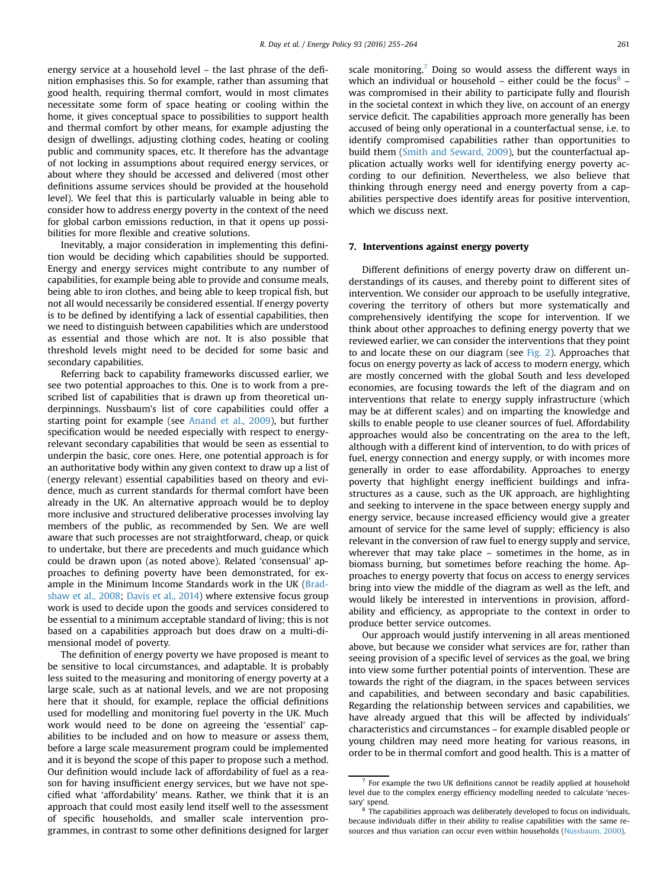energy service at a household level – the last phrase of the definition emphasises this. So for example, rather than assuming that good health, requiring thermal comfort, would in most climates necessitate some form of space heating or cooling within the home, it gives conceptual space to possibilities to support health and thermal comfort by other means, for example adjusting the design of dwellings, adjusting clothing codes, heating or cooling public and community spaces, etc. It therefore has the advantage of not locking in assumptions about required energy services, or about where they should be accessed and delivered (most other definitions assume services should be provided at the household level). We feel that this is particularly valuable in being able to consider how to address energy poverty in the context of the need for global carbon emissions reduction, in that it opens up possibilities for more flexible and creative solutions.

Inevitably, a major consideration in implementing this definition would be deciding which capabilities should be supported. Energy and energy services might contribute to any number of capabilities, for example being able to provide and consume meals, being able to iron clothes, and being able to keep tropical fish, but not all would necessarily be considered essential. If energy poverty is to be defined by identifying a lack of essential capabilities, then we need to distinguish between capabilities which are understood as essential and those which are not. It is also possible that threshold levels might need to be decided for some basic and secondary capabilities.

Referring back to capability frameworks discussed earlier, we see two potential approaches to this. One is to work from a prescribed list of capabilities that is drawn up from theoretical underpinnings. Nussbaum's list of core capabilities could offer a starting point for example (see Anand et al., 2009), but further specification would be needed especially with respect to energy-relevant secondary capabilities that would be seen as essential to underpin the basic, core ones. Here, one potential approach is for an authoritative body within any given context to draw up a list of (energy relevant) essential capabilities based on theory and evidence, much as current standards for thermal comfort have been already in the UK. An alternative approach would be to deploy more inclusive and structured deliberative processes involving lay members of the public, as recommended by Sen. We are well aware that such processes are not straightforward, cheap, or quick to undertake, but there are precedents and much guidance which could be drawn upon (as noted above). Related 'consensual' approaches to defining poverty have been demonstrated, for example in the Minimum Income Standards work in the UK (Bradshaw et al., 2008; Davis et al., 2014) where extensive focus group work is used to decide upon the goods and services considered to be essential to a minimum acceptable standard of living; this is not based on a capabilities approach but does draw on a multi-dimensional model of poverty.

The definition of energy poverty we have proposed is meant to be sensitive to local circumstances, and adaptable. It is probably less suited to the measuring and monitoring of energy poverty at a large scale, such as at national levels, and we are not proposing here that it should, for example, replace the official definitions used for modelling and monitoring fuel poverty in the UK. Much work would need to be done on agreeing the 'essential' capabilities to be included and on how to measure or assess them, before a large scale measurement program could be implemented and it is beyond the scope of this paper to propose such a method. Our definition would include lack of affordability of fuel as a reason for having insufficient energy services, but we have not specified what 'affordability' means. Rather, we think that it is an approach that could most easily lend itself well to the assessment of specific households, and smaller scale intervention programmes, in contrast to some other definitions designed for larger scale monitoring.[7] Doing so would assess the different ways in which an individual or household – either could be the focus[8] – was compromised in their ability to participate fully and flourish in the societal context in which they live, on account of an energy service deficit. The capabilities approach more generally has been accused of being only operational in a counterfactual sense, i.e. to identify compromised capabilities rather than opportunities to build them (Smith and Seward, 2009), but the counterfactual application actually works well for identifying energy poverty according to our definition. Nevertheless, we also believe that thinking through energy need and energy poverty from a capabilities perspective does identify areas for positive intervention, which we discuss next.

## 7. Interventions against energy poverty

Different definitions of energy poverty draw on different understandings of its causes, and thereby point to different sites of intervention. We consider our approach to be usefully integrative, covering the territory of others but more systematically and comprehensively identifying the scope for intervention. If we think about other approaches to defining energy poverty that we reviewed earlier, we can consider the interventions that they point to and locate these on our diagram (see Fig. 2). Approaches that focus on energy poverty as lack of access to modern energy, which are mostly concerned with the global South and less developed economies, are focusing towards the left of the diagram and on interventions that relate to energy supply infrastructure (which may be at different scales) and on imparting the knowledge and skills to enable people to use cleaner sources of fuel. Affordability approaches would also be concentrating on the area to the left, although with a different kind of intervention, to do with prices of fuel, energy connection and energy supply, or with incomes more generally in order to ease affordability. Approaches to energy poverty that highlight energy inefficient buildings and infrastructures as a cause, such as the UK approach, are highlighting and seeking to intervene in the space between energy supply and energy service, because increased efficiency would give a greater amount of service for the same level of supply; efficiency is also relevant in the conversion of raw fuel to energy supply and service, wherever that may take place – sometimes in the home, as in biomass burning, but sometimes before reaching the home. Approaches to energy poverty that focus on access to energy services bring into view the middle of the diagram as well as the left, and would likely be interested in interventions in provision, affordability and efficiency, as appropriate to the context in order to produce better service outcomes.

Our approach would justify intervening in all areas mentioned above, but because we consider what services are for, rather than seeing provision of a specific level of services as the goal, we bring into view some further potential points of intervention. These are towards the right of the diagram, in the spaces between services and capabilities, and between secondary and basic capabilities. Regarding the relationship between services and capabilities, we have already argued that this will be affected by individuals' characteristics and circumstances – for example disabled people or young children may need more heating for various reasons, in order to be in thermal comfort and good health. This is a matter of

[7] For example the two UK definitions cannot be readily applied at household level due to the complex energy efficiency modelling needed to calculate 'necessary' spend.

[8] The capabilities approach was deliberately developed to focus on individuals, because individuals differ in their ability to realise capabilities with the same resources and thus variation can occur even within households (Nussbaum, 2000).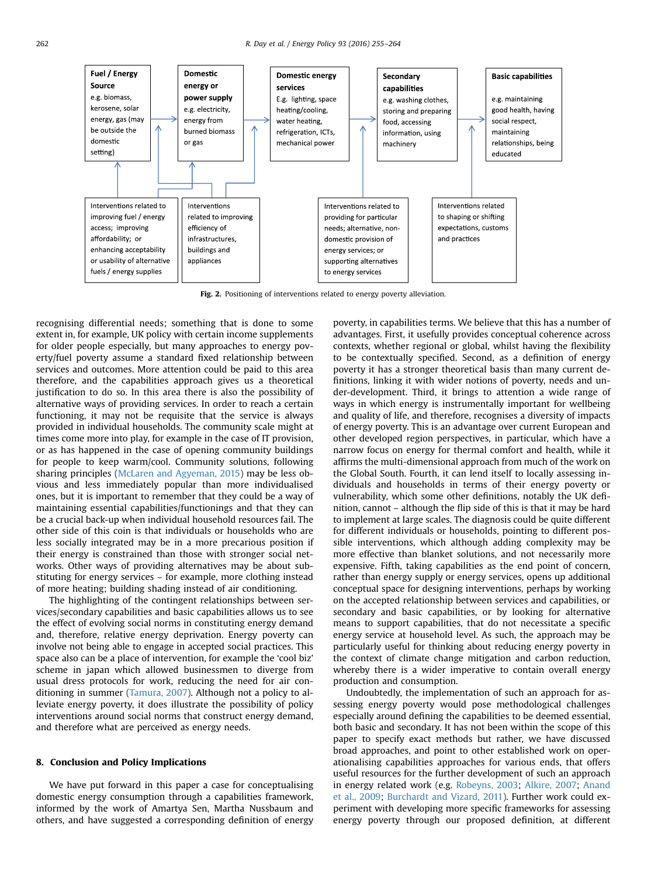Fuel / Energy Source
e.g. biomass, kerosene, solar energy, gas (may be outside the domestic setting)

Domestic energy or power supply
e.g. electricity, energy from burned biomass or gas

Domestic energy services
E.g. lighting, space heating/cooling, water heating, refrigeration, ICTs, mechanical power

Secondary capabilities
e.g. washing clothes, storing and preparing food, accessing information, using machinery

Basic capabilities
e.g. maintaining good health, having social respect, maintaining relationships, being educated

Interventions related to improving fuel / energy access; improving affordability; or enhancing acceptability or usability of alternative fuels / energy supplies

Interventions related to improving efficiency of infrastructures, buildings and appliances

Interventions related to providing for particular needs; alternative, non-domestic provision of energy services; or supporting alternatives to energy services

Interventions related to shaping or shifting expectations, customs and practices

**Fig. 2.** Positioning of interventions related to energy poverty alleviation.

recognising differential needs; something that is done to some extent in, for example, UK policy with certain income supplements for older people especially, but many approaches to energy poverty/fuel poverty assume a standard fixed relationship between services and outcomes. More attention could be paid to this area therefore, and the capabilities approach gives us a theoretical justification to do so. In this area there is also the possibility of alternative ways of providing services. In order to reach a certain functioning, it may not be requisite that the service is always provided in individual households. The community scale might at times come more into play, for example in the case of IT provision, or as has happened in the case of opening community buildings for people to keep warm/cool. Community solutions, following sharing principles (McLaren and Agyeman, 2015) may be less obvious and less immediately popular than more individualised ones, but it is important to remember that they could be a way of maintaining essential capabilities/functionings and that they can be a crucial back-up when individual household resources fail. The other side of this coin is that individuals or households who are less socially integrated may be in a more precarious position if their energy is constrained than those with stronger social networks. Other ways of providing alternatives may be about substituting for energy services – for example, more clothing instead of more heating; building shading instead of air conditioning.

The highlighting of the contingent relationships between services/secondary capabilities and basic capabilities allows us to see the effect of evolving social norms in constituting energy demand and, therefore, relative energy deprivation. Energy poverty can involve not being able to engage in accepted social practices. This space also can be a place of intervention, for example the 'cool biz' scheme in japan which allowed businessmen to diverge from usual dress protocols for work, reducing the need for air conditioning in summer (Tamura, 2007). Although not a policy to alleviate energy poverty, it does illustrate the possibility of policy interventions around social norms that construct energy demand, and therefore what are perceived as energy needs.

## 8. Conclusion and Policy Implications

We have put forward in this paper a case for conceptualising domestic energy consumption through a capabilities framework, informed by the work of Amartya Sen, Martha Nussbaum and others, and have suggested a corresponding definition of energy poverty, in capabilities terms. We believe that this has a number of advantages. First, it usefully provides conceptual coherence across contexts, whether regional or global, whilst having the flexibility to be contextually specified. Second, as a definition of energy poverty it has a stronger theoretical basis than many current definitions, linking it with wider notions of poverty, needs and under-development. Third, it brings to attention a wide range of ways in which energy is instrumentally important for wellbeing and quality of life, and therefore, recognises a diversity of impacts of energy poverty. This is an advantage over current European and other developed region perspectives, in particular, which have a narrow focus on energy for thermal comfort and health, while it affirms the multi-dimensional approach from much of the work on the Global South. Fourth, it can lend itself to locally assessing individuals and households in terms of their energy poverty or vulnerability, which some other definitions, notably the UK definition, cannot – although the flip side of this is that it may be hard to implement at large scales. The diagnosis could be quite different for different individuals or households, pointing to different possible interventions, which although adding complexity may be more effective than blanket solutions, and not necessarily more expensive. Fifth, taking capabilities as the end point of concern, rather than energy supply or energy services, opens up additional conceptual space for designing interventions, perhaps by working on the accepted relationship between services and capabilities, or secondary and basic capabilities, or by looking for alternative means to support capabilities, that do not necessitate a specific energy service at household level. As such, the approach may be particularly useful for thinking about reducing energy poverty in the context of climate change mitigation and carbon reduction, whereby there is a wider imperative to contain overall energy production and consumption.

Undoubtedly, the implementation of such an approach for assessing energy poverty would pose methodological challenges especially around defining the capabilities to be deemed essential, both basic and secondary. It has not been within the scope of this paper to specify exact methods but rather, we have discussed broad approaches, and point to other established work on operationalising capabilities approaches for various ends, that offers useful resources for the further development of such an approach in energy related work (e.g. Robeyns, 2003; Alkire, 2007; Anand et al., 2009; Burchardt and Vizard, 2011). Further work could experiment with developing more specific frameworks for assessing energy poverty through our proposed definition, at different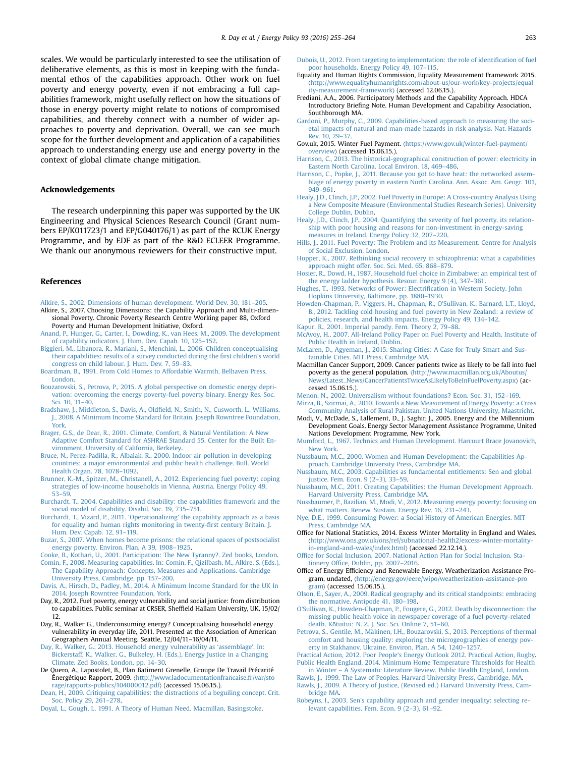scales. We would be particularly interested to see the utilisation of deliberative elements, as this is most in keeping with the fundamental ethos of the capabilities approach. Other work on fuel poverty and energy poverty, even if not embracing a full capabilities framework, might usefully reflect on how the situations of those in energy poverty might relate to notions of compromised capabilities, and thereby connect with a number of wider approaches to poverty and deprivation. Overall, we can see much scope for the further development and application of a capabilities approach to understanding energy use and energy poverty in the context of global climate change mitigation.

## Acknowledgements

The research underpinning this paper was supported by the UK Engineering and Physical Sciences Research Council (Grant numbers EP/K011723/1 and EP/G040176/1) as part of the RCUK Energy Programme, and by EDF as part of the R&D ECLEER Programme. We thank our anonymous reviewers for their constructive input.

## References

Alkire, S., 2002. Dimensions of human development. World Dev. 30, 181–205.

Alkire, S., 2007. Choosing Dimensions: the Capability Approach and Multi-dimensional Poverty. Chronic Poverty Research Centre Working paper 88, Oxford Poverty and Human Development Initiative, Oxford.

Anand, P., Hunger, G., Carter, I., Dowding, K., van Hees, M., 2009. The development of capability indicators. J. Hum. Dev. Capab. 10, 125–152.

Biggieri, M., Libanora, R., Mariani, S., Menchini, L., 2006. Children conceptualising their capabilities: results of a survey conducted during the first children's world congress on child labour. J. Hum. Dev. 7, 59–83.

Boardman, B., 1991. From Cold Homes to Affordable Warmth. Belhaven Press, London.

Bouzarovski, S., Petrova, P., 2015. A global perspective on domestic energy deprivation: overcoming the energy poverty-fuel poverty binary. Energy Res. Soc. Sci. 10, 31–40.

Bradshaw, J., Middleton, S., Davis, A., Oldfield, N., Smith, N., Cusworth, L., Williams, J., 2008. A Minimum Income Standard for Britain. Joseph Rowntree Foundation, York.

Brager, G.S., de Dear, R., 2001. Climate, Comfort, & Natural Ventilation: A New Adaptive Comfort Standard for ASHRAE Standard 55. Center for the Built Environment, University of California, Berkeley.

Bruce, N., Perez-Padilla, R., Albalak, R., 2000. Indoor air pollution in developing countries: a major environmental and public health challenge. Bull. World Health Organ. 78, 1078–1092.

Brunner, K.-M., Spitzer, M., Christanell, A., 2012. Experiencing fuel poverty: coping strategies of low-income households in Vienna, Austria. Energy Policy 49, 53–59.

Burchardt, T., 2004. Capabilities and disability: the capabilities framework and the social model of disability. Disabil. Soc. 19, 735–751.

Burchardt, T., Vizard, P., 2011. 'Operationalizing' the capability approach as a basis for equality and human rights monitoring in twenty-first century Britain. J. Hum. Dev. Capab. 12, 91–119.

Buzar, S., 2007. When homes become prisons: the relational spaces of postsocialist energy poverty. Environ. Plan. A 39, 1908–1925.

Cooke, B., Kothari, U., 2001. Participation: The New Tyranny?. Zed books, London.

Comin, F., 2008. Measuring capabilities. In: Comin, F., Qizilbash, M., Alkire, S. (Eds.), The Capability Approach: Concepts, Measures and Applications. Cambridge University Press, Cambridge, pp. 157–200.

Davis, A., Hirsch, D., Padley, M., 2014. A Minimum Income Standard for the UK In 2014. Joseph Rowntree Foundation, York.

Day, R., 2012. Fuel poverty, energy vulnerability and social justice: from distribution to capabilities. Public seminar at CRSER, Sheffield Hallam University, UK, 15/02/12.

Day, R., Walker G., Underconsuming energy? Conceptualising household energy vulnerability in everyday life, 2011. Presented at the Association of American Geographers Annual Meeting. Seattle, 12/04/11–16/04/11.

Day, R., Walker, G., 2013. Household energy vulnerability as 'assemblage'. In: Bickerstaff, K., Walker, G., Bulkeley, H. (Eds.), Energy Justice in a Changing Climate. Zed Books, London, pp. 14–30.

De Quero, A., Lapostolet, B., Plan Batiment Grenelle, Groupe De Travail Précarité Énergétique Rapport, 2009. ⟨http://www.ladocumentationfrancaise.fr/var/storage/rapports-publics/104000012.pdf⟩ (accessed 15.06.15.).

Dean, H., 2009. Critiquing capabilities: the distractions of a beguiling concept. Crit. Soc. Policy 29, 261–278.

Doyal, L., Gough, I., 1991. A Theory of Human Need. Macmillan, Basingstoke.

Dubois, U., 2012. From targeting to implementation: the role of identification of fuel poor households. Energy Policy 49, 107–115.

Equality and Human Rights Commission, Equality Measurement Framework 2015. ⟨http://www.equalityhumanrights.com/about-us/our-work/key-projects/equality-measurement-framework⟩ (accessed 12.06.15.).

Frediani, A.A., 2006. Participatory Methods and the Capability Approach. HDCA Introductory Briefing Note. Human Development and Capability Association, Southborough MA.

Gardoni, P., Murphy, C., 2009. Capabilities-based approach to measuring the societal impacts of natural and man-made hazards in risk analysis. Nat. Hazards Rev. 10, 29–37.

Gov.uk, 2015. Winter Fuel Payment. ⟨https://www.gov.uk/winter-fuel-payment/overview⟩ (accessed 15.06.15.).

Harrison, C., 2013. The historical-geographical construction of power: electricity in Eastern North Carolina. Local Environ. 18, 469–486.

Harrison, C., Popke, J., 2011. Because you got to have heat: the networked assemblage of energy poverty in eastern North Carolina. Ann. Assoc. Am. Geogr. 101, 949–961.

Healy, J.D., Clinch, J.P., 2002. Fuel Poverty in Europe: A Cross-country Analysis Using a New Composite Measure (Environmental Studies Research Series). University College Dublin, Dublin.

Healy, J.D., Clinch, J.P., 2004. Quantifying the severity of fuel poverty, its relationship with poor housing and reasons for non-investment in energy-saving measures in Ireland. Energy Policy 32, 207–220.

Hills, J., 2011. Fuel Poverty: The Problem and its Measurement. Centre for Analysis of Social Exclusion, London.

Hopper, K., 2007. Rethinking social recovery in schizophrenia: what a capabilities approach might offer. Soc. Sci. Med. 65, 868–879.

Hosier, R., Dowd, H., 1987. Household fuel choice in Zimbabwe: an empirical test of the energy ladder hypothesis. Resour. Energy 9 (4), 347–361.

Hughes, T., 1993. Networks of Power: Electrification in Western Society. John Hopkins University, Baltimore, pp. 1880–1930.

Howden-Chapman, P., Viggers, H., Chapman, R., O'Sullivan, K., Barnard, L.T., Lloyd, B., 2012. Tackling cold housing and fuel poverty in New Zealand: a review of policies, research, and health impacts. Energy Policy 49, 134–142.

Kapur, R., 2001. Imperial parody. Fem. Theory 2, 79–88.

McAvoy, H., 2007. All-Ireland Policy Paper on Fuel Poverty and Health. Institute of Public Health in Ireland, Dublin.

McLaren, D., Agyeman, J., 2015. Sharing Cities: A Case for Truly Smart and Sustainable Cities. MIT Press, Cambridge MA.

Macmillan Cancer Support, 2009. Cancer patients twice as likely to be fall into fuel poverty as the general population. ⟨http://www.macmillan.org.uk/Aboutus/News/Latest_News/CancerPatientsTwiceAsLikelyToBeInFuelPoverty.aspx⟩ (accessed 15.06.15.).

Menon, N., 2002. Universalism without foundations? Econ. Soc. 31, 152–169.

Mirza, B., Szirmai, A., 2010. Towards a New Measurement of Energy Poverty: a Cross Community Analysis of Rural Pakistan. United Nations University, Maastricht.

Modi, V., McDade, S., Lallement, D., J. Saghir, J., 2005. Energy and the Millennium Development Goals. Energy Sector Management Assistance Programme, United Nations Development Programme, New York.

Mumford, L., 1967. Technics and Human Development. Harcourt Brace Jovanovich, New York.

Nussbaum, M.C., 2000. Women and Human Development: the Capabilities Approach. Cambridge University Press, Cambridge MA.

Nussbaum, M.C., 2003. Capabilities as fundamental entitlements: Sen and global justice. Fem. Econ. 9 (2–3), 33–59.

Nussbaum, M.C., 2011. Creating Capabilities: the Human Development Approach. Harvard University Press, Cambridge MA.

Nussbaumer, P., Bazilian, M., Modi, V., 2012. Measuring energy poverty: focusing on what matters. Renew. Sustain. Energy Rev. 16, 231–243.

Nye, D.E., 1999. Consuming Power: a Social History of American Energies. MIT Press, Cambridge MA.

Office for National Statistics, 2014. Excess Winter Mortality in England and Wales. ⟨http://www.ons.gov.uk/ons/rel/subnational-health2/excess-winter-mortality-in-england-and-wales/index.html⟩ (accessed 22.12.14.).

Office for Social Inclusion, 2007. National Action Plan for Social Inclusion. Stationery Office, Dublin, pp. 2007–2016.

Office of Energy Efficiency and Renewable Energy, Weatherization Assistance Program, undated, ⟨http://energy.gov/eere/wipo/weatherization-assistance-program⟩ (accessed 15.06.15.).

Olson, E., Sayer, A., 2009. Radical geography and its critical standpoints: embracing the normative. Antipode 41, 180–198.

O'Sullivan, K., Howden-Chapman, P., Fougere, G., 2012. Death by disconnection: the missing public health voice in newspaper coverage of a fuel poverty-related death. Kōtuitui: N. Z. J. Soc. Sci. Online 7, 51–60.

Petrova, S., Gentile, M., Mäkinen, I.H., Bouzarovski, S., 2013. Perceptions of thermal comfort and housing quality: exploring the microgeographies of energy poverty in Stakhanov, Ukraine. Environ. Plan. A 54, 1240–1257.

Practical Action, 2012. Poor People's Energy Outlook 2012. Practical Action, Rugby.

Public Health England, 2014. Minimum Home Temperature Thresholds for Health in Winter – A Systematic Literature Review. Public Health England, London.

Rawls, J., 1999. The Law of Peoples. Harvard University Press, Cambridge, MA.

Rawls, J., 2009. A Theory of Justice, (Revised ed.) Harvard University Press, Cambridge MA.

Robeyns, I., 2003. Sen's capability approach and gender inequality: selecting relevant capabilities. Fem. Econ. 9 (2–3), 61–92.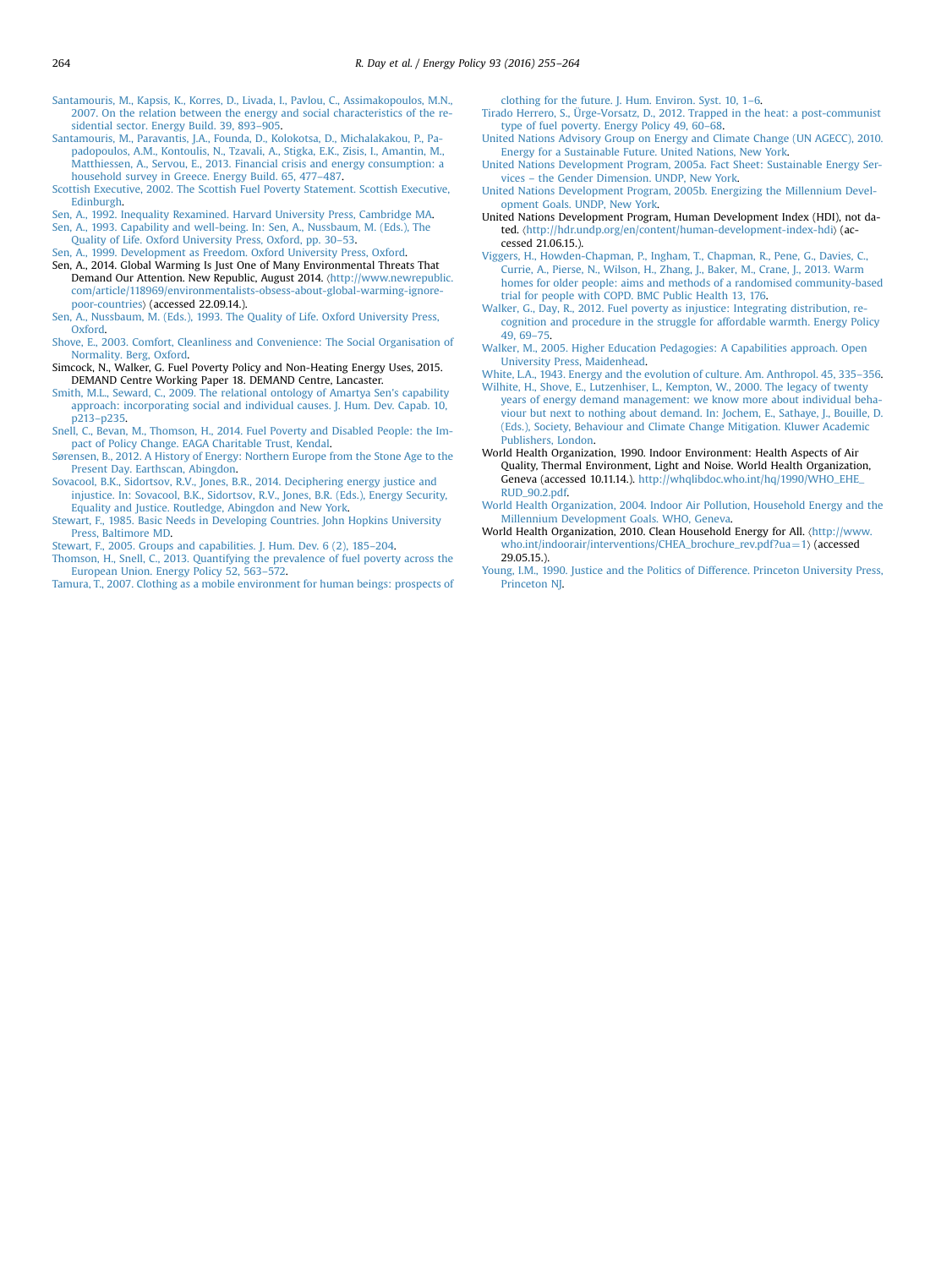Santamouris, M., Kapsis, K., Korres, D., Livada, I., Pavlou, C., Assimakopoulos, M.N., 2007. On the relation between the energy and social characteristics of the residential sector. Energy Build. 39, 893–905.

Santamouris, M., Paravantis, J.A., Founda, D., Kolokotsa, D., Michalakakou, P., Papadopoulos, A.M., Kontoulis, N., Tzavali, A., Stigka, E.K., Zisis, I., Amantin, M., Matthiessen, A., Servou, E., 2013. Financial crisis and energy consumption: a household survey in Greece. Energy Build. 65, 477–487.

Scottish Executive, 2002. The Scottish Fuel Poverty Statement. Scottish Executive, Edinburgh.

Sen, A., 1992. Inequality Rexamined. Harvard University Press, Cambridge MA.

Sen, A., 1993. Capability and well-being. In: Sen, A., Nussbaum, M. (Eds.), The Quality of Life. Oxford University Press, Oxford, pp. 30–53.

Sen, A., 1999. Development as Freedom. Oxford University Press, Oxford.

Sen, A., 2014. Global Warming Is Just One of Many Environmental Threats That Demand Our Attention. New Republic, August 2014. ⟨http://www.newrepublic.com/article/118969/environmentalists-obsess-about-global-warming-ignore-poor-countries⟩ (accessed 22.09.14.).

Sen, A., Nussbaum, M. (Eds.), 1993. The Quality of Life. Oxford University Press, Oxford.

Shove, E., 2003. Comfort, Cleanliness and Convenience: The Social Organisation of Normality. Berg, Oxford.

Simcock, N., Walker, G. Fuel Poverty Policy and Non-Heating Energy Uses, 2015. DEMAND Centre Working Paper 18. DEMAND Centre, Lancaster.

Smith, M.L., Seward, C., 2009. The relational ontology of Amartya Sen's capability approach: incorporating social and individual causes. J. Hum. Dev. Capab. 10, p213–p235.

Snell, C., Bevan, M., Thomson, H., 2014. Fuel Poverty and Disabled People: the Impact of Policy Change. EAGA Charitable Trust, Kendal.

Sørensen, B., 2012. A History of Energy: Northern Europe from the Stone Age to the Present Day. Earthscan, Abingdon.

Sovacool, B.K., Sidortsov, R.V., Jones, B.R., 2014. Deciphering energy justice and injustice. In: Sovacool, B.K., Sidortsov, R.V., Jones, B.R. (Eds.), Energy Security, Equality and Justice. Routledge, Abingdon and New York.

Stewart, F., 1985. Basic Needs in Developing Countries. John Hopkins University Press, Baltimore MD.

Stewart, F., 2005. Groups and capabilities. J. Hum. Dev. 6 (2), 185–204.

Thomson, H., Snell, C., 2013. Quantifying the prevalence of fuel poverty across the European Union. Energy Policy 52, 563–572.

Tamura, T., 2007. Clothing as a mobile environment for human beings: prospects of clothing for the future. J. Hum. Environ. Syst. 10, 1–6.

Tirado Herrero, S., Ürge-Vorsatz, D., 2012. Trapped in the heat: a post-communist type of fuel poverty. Energy Policy 49, 60–68.

United Nations Advisory Group on Energy and Climate Change (UN AGECC), 2010. Energy for a Sustainable Future. United Nations, New York.

United Nations Development Program, 2005a. Fact Sheet: Sustainable Energy Services – the Gender Dimension. UNDP, New York.

United Nations Development Program, 2005b. Energizing the Millennium Development Goals. UNDP, New York.

United Nations Development Program, Human Development Index (HDI), not dated. ⟨http://hdr.undp.org/en/content/human-development-index-hdi⟩ (accessed 21.06.15.).

Viggers, H., Howden-Chapman, P., Ingham, T., Chapman, R., Pene, G., Davies, C., Currie, A., Pierse, N., Wilson, H., Zhang, J., Baker, M., Crane, J., 2013. Warm homes for older people: aims and methods of a randomised community-based trial for people with COPD. BMC Public Health 13, 176.

Walker, G., Day, R., 2012. Fuel poverty as injustice: Integrating distribution, recognition and procedure in the struggle for affordable warmth. Energy Policy 49, 69–75.

Walker, M., 2005. Higher Education Pedagogies: A Capabilities approach. Open University Press, Maidenhead.

White, L.A., 1943. Energy and the evolution of culture. Am. Anthropol. 45, 335–356.

Wilhite, H., Shove, E., Lutzenhiser, L., Kempton, W., 2000. The legacy of twenty years of energy demand management: we know more about individual behaviour but next to nothing about demand. In: Jochem, E., Sathaye, J., Bouille, D. (Eds.), Society, Behaviour and Climate Change Mitigation. Kluwer Academic Publishers, London.

World Health Organization, 1990. Indoor Environment: Health Aspects of Air Quality, Thermal Environment, Light and Noise. World Health Organization, Geneva (accessed 10.11.14.). http://whqlibdoc.who.int/hq/1990/WHO_EHE_RUD_90.2.pdf.

World Health Organization, 2004. Indoor Air Pollution, Household Energy and the Millennium Development Goals. WHO, Geneva.

World Health Organization, 2010. Clean Household Energy for All. ⟨http://www.who.int/indoorair/interventions/CHEA_brochure_rev.pdf?ua=1⟩ (accessed 29.05.15.).

Young, I.M., 1990. Justice and the Politics of Difference. Princeton University Press, Princeton NJ.